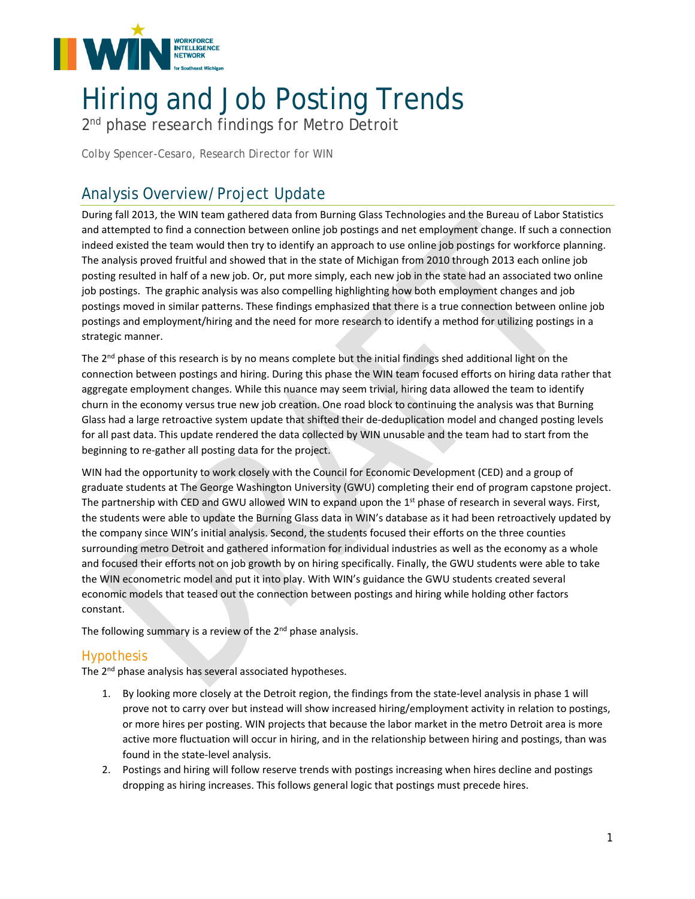# Hiring and Job Posting Trends

2nd phase research findings for Metro Detroit

Colby Spencer-Cesaro, Research Director for WIN

## Analysis Overview/ Project Update

During fall 2013, the WIN team gathered data from Burning Glass Technologies and the Bureau of Labor Statistics and attempted to find a connection between online job postings and net employment change. If such a connection indeed existed the team would then try to identify an approach to use online job postings for workforce planning. The analysis proved fruitful and showed that in the state of Michigan from 2010 through 2013 each online job posting resulted in half of a new job. Or, put more simply, each new job in the state had an associated two online job postings. The graphic analysis was also compelling highlighting how both employment changes and job postings moved in similar patterns. These findings emphasized that there is a true connection between online job postings and employment/hiring and the need for more research to identify a method for utilizing postings in a strategic manner.

The 2nd phase of this research is by no means complete but the initial findings shed additional light on the connection between postings and hiring. During this phase the WIN team focused efforts on hiring data rather that aggregate employment changes. While this nuance may seem trivial, hiring data allowed the team to identify churn in the economy versus true new job creation. One road block to continuing the analysis was that Burning Glass had a large retroactive system update that shifted their de-deduplication model and changed posting levels for all past data. This update rendered the data collected by WIN unusable and the team had to start from the beginning to re-gather all posting data for the project.

WIN had the opportunity to work closely with the Council for Economic Development (CED) and a group of graduate students at The George Washington University (GWU) completing their end of program capstone project. The partnership with CED and GWU allowed WIN to expand upon the 1st phase of research in several ways. First, the students were able to update the Burning Glass data in WIN's database as it had been retroactively updated by the company since WIN's initial analysis. Second, the students focused their efforts on the three counties surrounding metro Detroit and gathered information for individual industries as well as the economy as a whole and focused their efforts not on job growth by on hiring specifically. Finally, the GWU students were able to take the WIN econometric model and put it into play. With WIN's guidance the GWU students created several economic models that teased out the connection between postings and hiring while holding other factors constant.

The following summary is a review of the 2nd phase analysis.

### Hypothesis

The 2nd phase analysis has several associated hypotheses.

1. By looking more closely at the Detroit region, the findings from the state-level analysis in phase 1 will prove not to carry over but instead will show increased hiring/employment activity in relation to postings, or more hires per posting. WIN projects that because the labor market in the metro Detroit area is more active more fluctuation will occur in hiring, and in the relationship between hiring and postings, than was found in the state-level analysis.
2. Postings and hiring will follow reserve trends with postings increasing when hires decline and postings dropping as hiring increases. This follows general logic that postings must precede hires.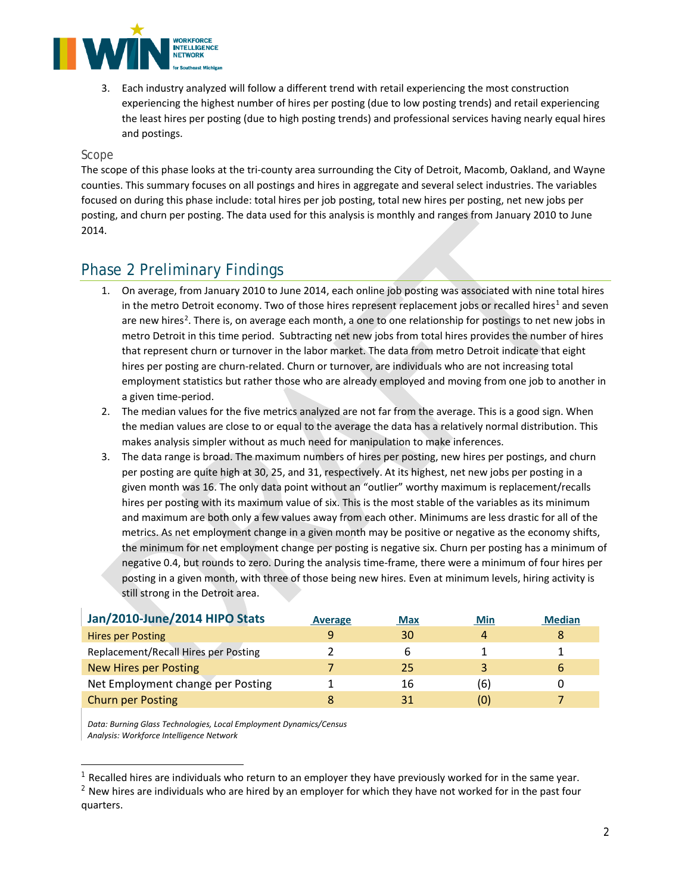3. Each industry analyzed will follow a different trend with retail experiencing the most construction experiencing the highest number of hires per posting (due to low posting trends) and retail experiencing the least hires per posting (due to high posting trends) and professional services having nearly equal hires and postings.

### Scope

The scope of this phase looks at the tri-county area surrounding the City of Detroit, Macomb, Oakland, and Wayne counties. This summary focuses on all postings and hires in aggregate and several select industries. The variables focused on during this phase include: total hires per job posting, total new hires per posting, net new jobs per posting, and churn per posting. The data used for this analysis is monthly and ranges from January 2010 to June 2014.

## Phase 2 Preliminary Findings

1. On average, from January 2010 to June 2014, each online job posting was associated with nine total hires in the metro Detroit economy. Two of those hires represent replacement jobs or recalled hires[1] and seven are new hires[2]. There is, on average each month, a one to one relationship for postings to net new jobs in metro Detroit in this time period. Subtracting net new jobs from total hires provides the number of hires that represent churn or turnover in the labor market. The data from metro Detroit indicate that eight hires per posting are churn-related. Churn or turnover, are individuals who are not increasing total employment statistics but rather those who are already employed and moving from one job to another in a given time-period.
2. The median values for the five metrics analyzed are not far from the average. This is a good sign. When the median values are close to or equal to the average the data has a relatively normal distribution. This makes analysis simpler without as much need for manipulation to make inferences.
3. The data range is broad. The maximum numbers of hires per posting, new hires per postings, and churn per posting are quite high at 30, 25, and 31, respectively. At its highest, net new jobs per posting in a given month was 16. The only data point without an "outlier" worthy maximum is replacement/recalls hires per posting with its maximum value of six. This is the most stable of the variables as its minimum and maximum are both only a few values away from each other. Minimums are less drastic for all of the metrics. As net employment change in a given month may be positive or negative as the economy shifts, the minimum for net employment change per posting is negative six. Churn per posting has a minimum of negative 0.4, but rounds to zero. During the analysis time-frame, there were a minimum of four hires per posting in a given month, with three of those being new hires. Even at minimum levels, hiring activity is still strong in the Detroit area.

| Jan/2010-June/2014 HIPO Stats | Average | Max | Min | Median |
|---|---|---|---|---|
| Hires per Posting | 9 | 30 | 4 | 8 |
| Replacement/Recall Hires per Posting | 2 | 6 | 1 | 1 |
| New Hires per Posting | 7 | 25 | 3 | 6 |
| Net Employment change per Posting | 1 | 16 | (6) | 0 |
| Churn per Posting | 8 | 31 | (0) | 7 |

*Data: Burning Glass Technologies, Local Employment Dynamics/Census*
*Analysis: Workforce Intelligence Network*

[1] Recalled hires are individuals who return to an employer they have previously worked for in the same year.
[2] New hires are individuals who are hired by an employer for which they have not worked for in the past four quarters.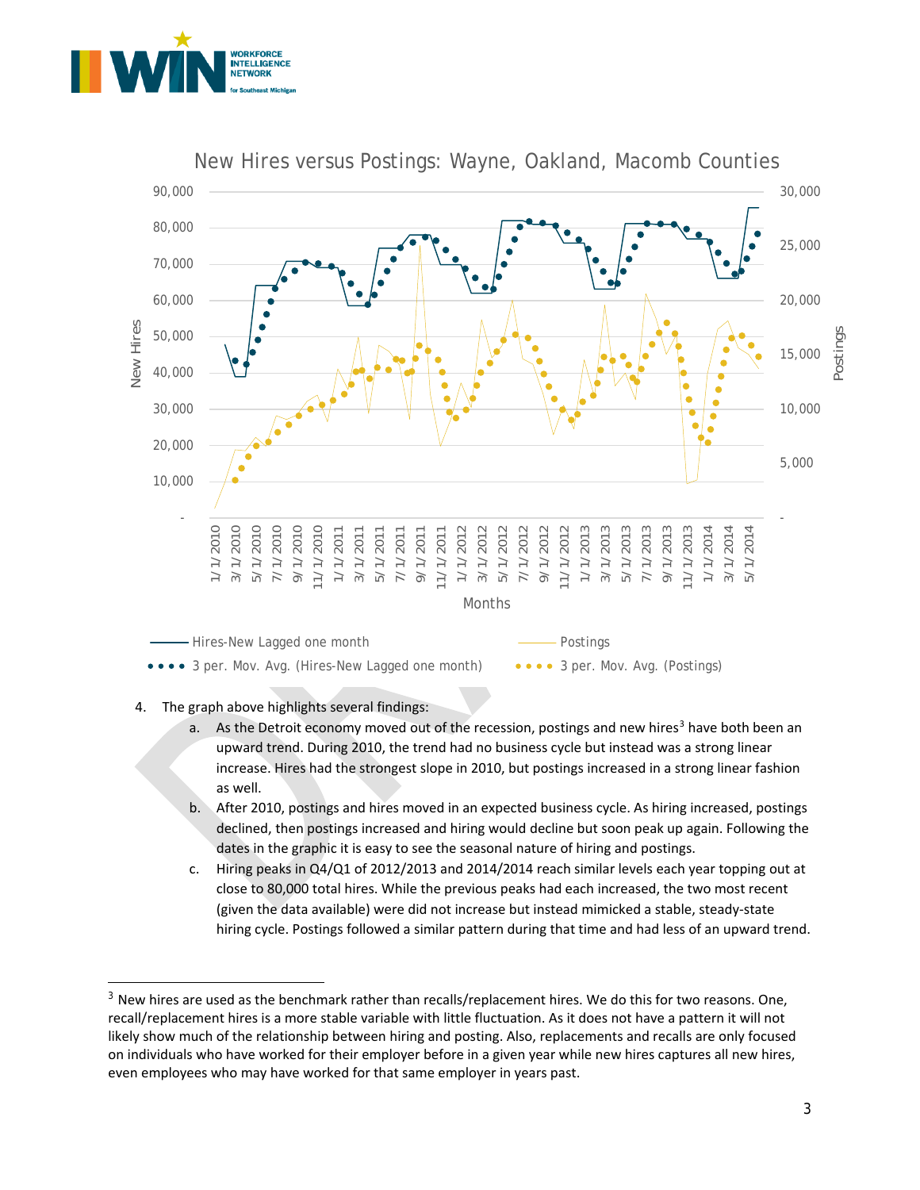New Hires versus Postings: Wayne, Oakland, Macomb Counties

New Hires

90,000
80,000
70,000
60,000
50,000
40,000
30,000
20,000
10,000
-

Postings

30,000
25,000
20,000
15,000
10,000
5,000
-

1/1/2010
3/1/2010
5/1/2010
7/1/2010
9/1/2010
11/1/2010
1/1/2011
3/1/2011
5/1/2011
7/1/2011
9/1/2011
11/1/2011
1/1/2012
3/1/2012
5/1/2012
7/1/2012
9/1/2012
11/1/2012
1/1/2013
3/1/2013
5/1/2013
7/1/2013
9/1/2013
11/1/2013
1/1/2014
3/1/2014
5/1/2014

Months

Hires-New Lagged one month
Postings
3 per. Mov. Avg. (Hires-New Lagged one month)
3 per. Mov. Avg. (Postings)

4. The graph above highlights several findings:
   a. As the Detroit economy moved out of the recession, postings and new hires[3] have both been an upward trend. During 2010, the trend had no business cycle but instead was a strong linear increase. Hires had the strongest slope in 2010, but postings increased in a strong linear fashion as well.
   b. After 2010, postings and hires moved in an expected business cycle. As hiring increased, postings declined, then postings increased and hiring would decline but soon peak up again. Following the dates in the graphic it is easy to see the seasonal nature of hiring and postings.
   c. Hiring peaks in Q4/Q1 of 2012/2013 and 2014/2014 reach similar levels each year topping out at close to 80,000 total hires. While the previous peaks had each increased, the two most recent (given the data available) were did not increase but instead mimicked a stable, steady-state hiring cycle. Postings followed a similar pattern during that time and had less of an upward trend.

[3] New hires are used as the benchmark rather than recalls/replacement hires. We do this for two reasons. One, recall/replacement hires is a more stable variable with little fluctuation. As it does not have a pattern it will not likely show much of the relationship between hiring and posting. Also, replacements and recalls are only focused on individuals who have worked for their employer before in a given year while new hires captures all new hires, even employees who may have worked for that same employer in years past.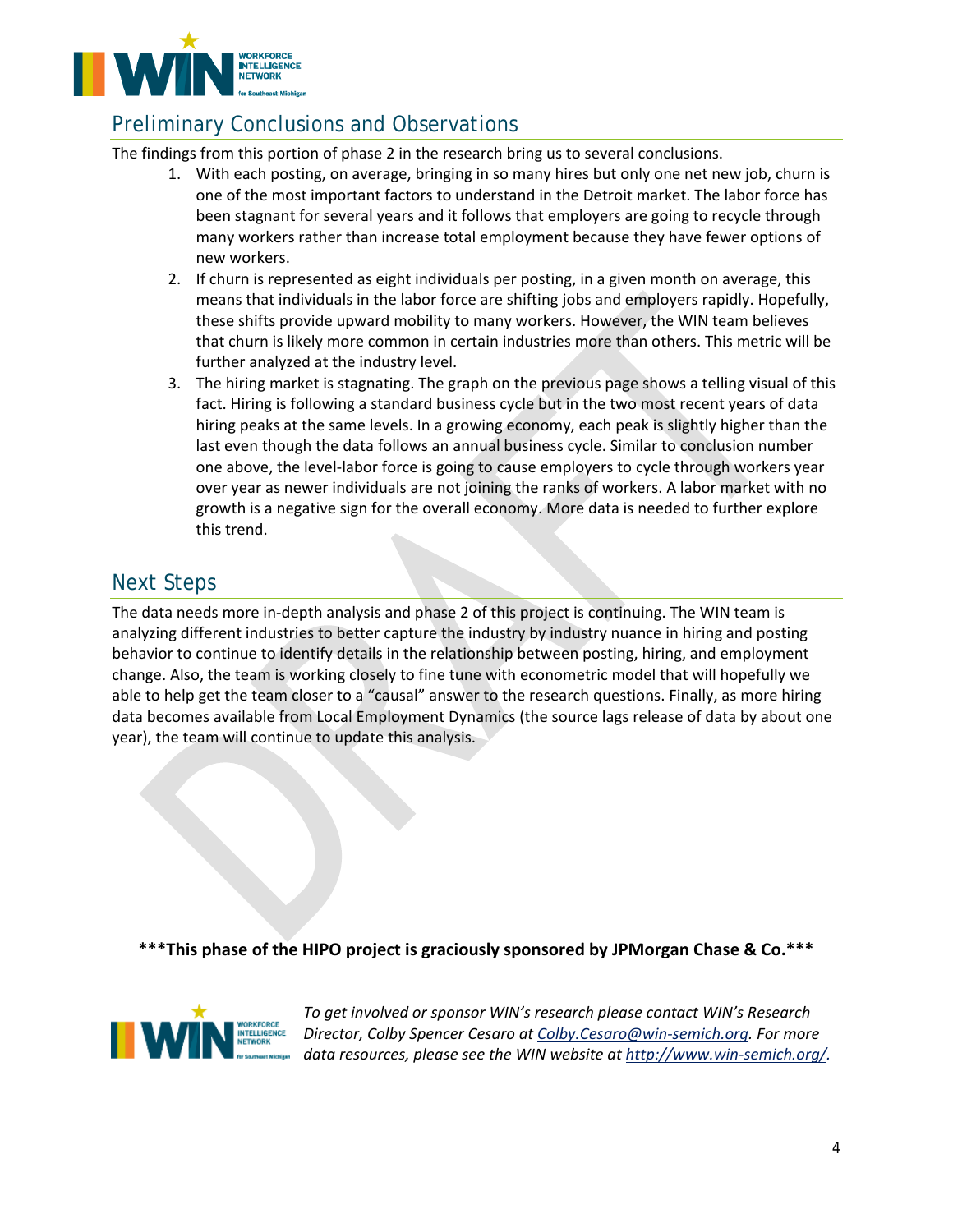## Preliminary Conclusions and Observations

The findings from this portion of phase 2 in the research bring us to several conclusions.

1. With each posting, on average, bringing in so many hires but only one net new job, churn is one of the most important factors to understand in the Detroit market. The labor force has been stagnant for several years and it follows that employers are going to recycle through many workers rather than increase total employment because they have fewer options of new workers.
2. If churn is represented as eight individuals per posting, in a given month on average, this means that individuals in the labor force are shifting jobs and employers rapidly. Hopefully, these shifts provide upward mobility to many workers. However, the WIN team believes that churn is likely more common in certain industries more than others. This metric will be further analyzed at the industry level.
3. The hiring market is stagnating. The graph on the previous page shows a telling visual of this fact. Hiring is following a standard business cycle but in the two most recent years of data hiring peaks at the same levels. In a growing economy, each peak is slightly higher than the last even though the data follows an annual business cycle. Similar to conclusion number one above, the level-labor force is going to cause employers to cycle through workers year over year as newer individuals are not joining the ranks of workers. A labor market with no growth is a negative sign for the overall economy. More data is needed to further explore this trend.

## Next Steps

The data needs more in-depth analysis and phase 2 of this project is continuing. The WIN team is analyzing different industries to better capture the industry by industry nuance in hiring and posting behavior to continue to identify details in the relationship between posting, hiring, and employment change. Also, the team is working closely to fine tune with econometric model that will hopefully we able to help get the team closer to a "causal" answer to the research questions. Finally, as more hiring data becomes available from Local Employment Dynamics (the source lags release of data by about one year), the team will continue to update this analysis.

**\*\*\*This phase of the HIPO project is graciously sponsored by JPMorgan Chase & Co.\*\*\***

*To get involved or sponsor WIN's research please contact WIN's Research Director, Colby Spencer Cesaro at Colby.Cesaro@win-semich.org. For more data resources, please see the WIN website at http://www.win-semich.org/.*